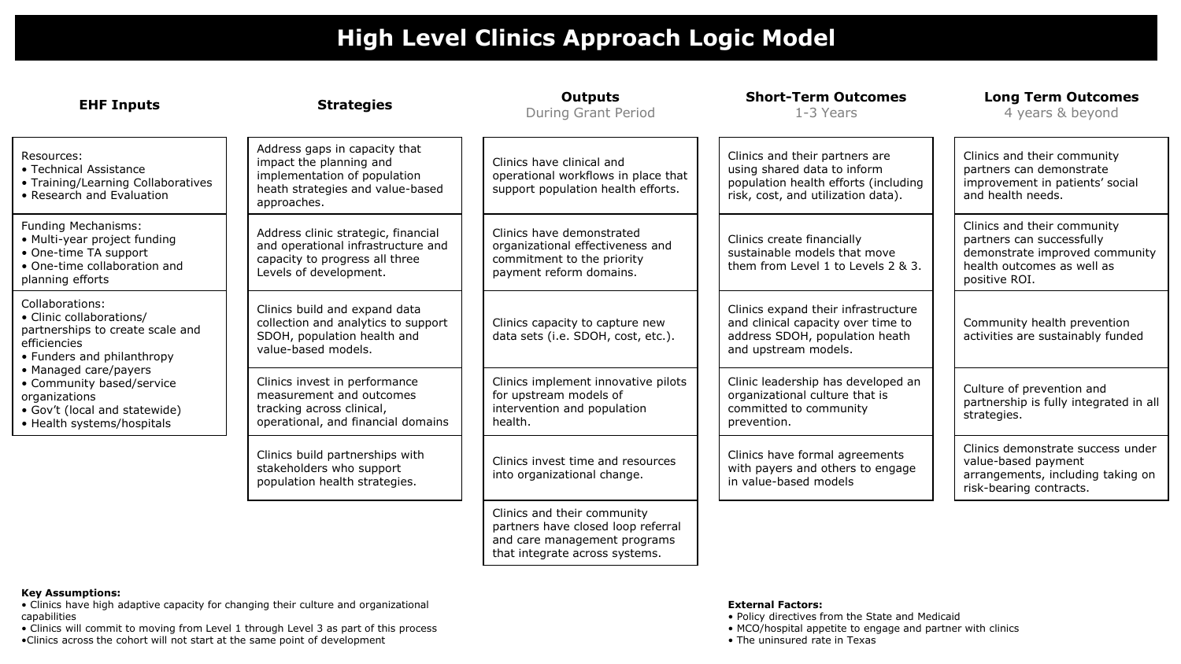# High Level Clinics Approach Logic Model

| EHF Inputs | Strategies | Outputs<br>During Grant Period | Short-Term Outcomes<br>1-3 Years | Long Term Outcomes<br>4 years & beyond |
|---|---|---|---|---|
| Resources:<br>• Technical Assistance<br>• Training/Learning Collaboratives<br>• Research and Evaluation | Address gaps in capacity that impact the planning and implementation of population heath strategies and value-based approaches. | Clinics have clinical and operational workflows in place that support population health efforts. | Clinics and their partners are using shared data to inform population health efforts (including risk, cost, and utilization data). | Clinics and their community partners can demonstrate improvement in patients' social and health needs. |
| Funding Mechanisms:<br>• Multi-year project funding<br>• One-time TA support<br>• One-time collaboration and planning efforts | Address clinic strategic, financial and operational infrastructure and capacity to progress all three Levels of development. | Clinics have demonstrated organizational effectiveness and commitment to the priority payment reform domains. | Clinics create financially sustainable models that move them from Level 1 to Levels 2 & 3. | Clinics and their community partners can successfully demonstrate improved community health outcomes as well as positive ROI. |
| Collaborations:<br>• Clinic collaborations/ partnerships to create scale and efficiencies<br>• Funders and philanthropy<br>• Managed care/payers<br>• Community based/service organizations<br>• Gov't (local and statewide)<br>• Health systems/hospitals | Clinics build and expand data collection and analytics to support SDOH, population health and value-based models. | Clinics capacity to capture new data sets (i.e. SDOH, cost, etc.). | Clinics expand their infrastructure and clinical capacity over time to address SDOH, population heath and upstream models. | Community health prevention activities are sustainably funded |
| | Clinics invest in performance measurement and outcomes tracking across clinical, operational, and financial domains | Clinics implement innovative pilots for upstream models of intervention and population health. | Clinic leadership has developed an organizational culture that is committed to community prevention. | Culture of prevention and partnership is fully integrated in all strategies. |
| | Clinics build partnerships with stakeholders who support population health strategies. | Clinics invest time and resources into organizational change. | Clinics have formal agreements with payers and others to engage in value-based models | Clinics demonstrate success under value-based payment arrangements, including taking on risk-bearing contracts. |
| | | Clinics and their community partners have closed loop referral and care management programs that integrate across systems. | | |

**Key Assumptions:**
- Clinics have high adaptive capacity for changing their culture and organizational capabilities
- Clinics will commit to moving from Level 1 through Level 3 as part of this process
- Clinics across the cohort will not start at the same point of development

**External Factors:**
- Policy directives from the State and Medicaid
- MCO/hospital appetite to engage and partner with clinics
- The uninsured rate in Texas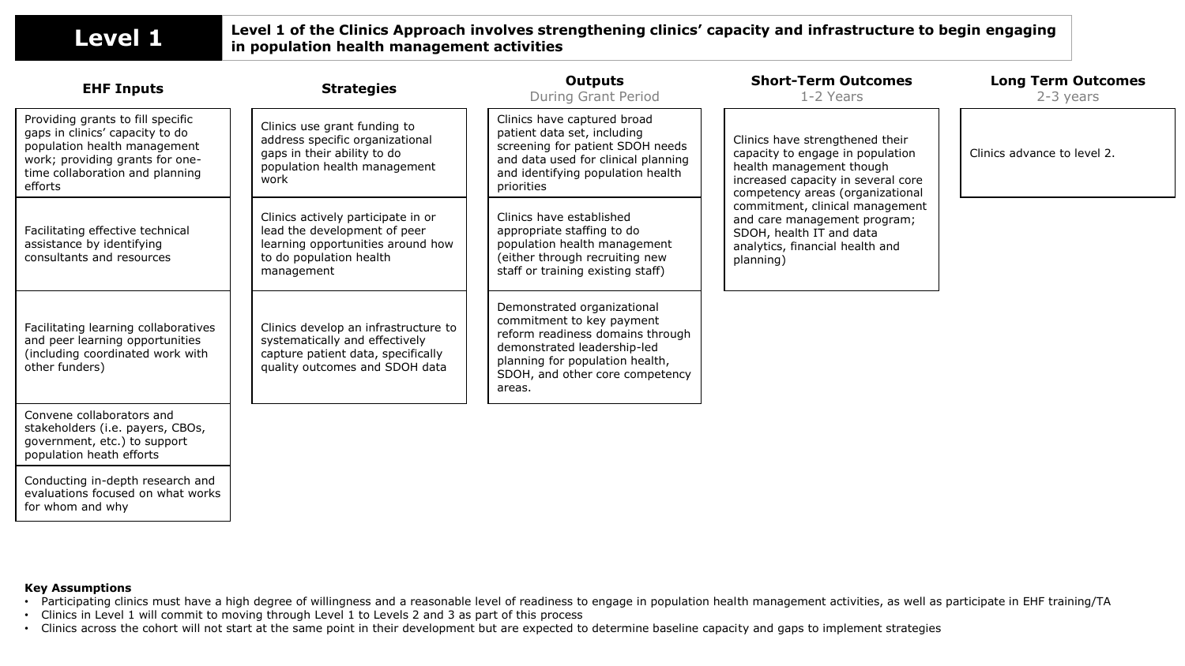## Level 1

**Level 1 of the Clinics Approach involves strengthening clinics' capacity and infrastructure to begin engaging in population health management activities**

| EHF Inputs | Strategies | Outputs (During Grant Period) | Short-Term Outcomes (1-2 Years) | Long Term Outcomes (2-3 years) |
|---|---|---|---|---|
| Providing grants to fill specific gaps in clinics' capacity to do population health management work; providing grants for one-time collaboration and planning efforts | Clinics use grant funding to address specific organizational gaps in their ability to do population health management work | Clinics have captured broad patient data set, including screening for patient SDOH needs and data used for clinical planning and identifying population health priorities | Clinics have strengthened their capacity to engage in population health management though increased capacity in several core competency areas (organizational commitment, clinical management and care management program; SDOH, health IT and data analytics, financial health and planning) | Clinics advance to level 2. |
| Facilitating effective technical assistance by identifying consultants and resources | Clinics actively participate in or lead the development of peer learning opportunities around how to do population health management | Clinics have established appropriate staffing to do population health management (either through recruiting new staff or training existing staff) | | |
| Facilitating learning collaboratives and peer learning opportunities (including coordinated work with other funders) | Clinics develop an infrastructure to systematically and effectively capture patient data, specifically quality outcomes and SDOH data | Demonstrated organizational commitment to key payment reform readiness domains through demonstrated leadership-led planning for population health, SDOH, and other core competency areas. | | |
| Convene collaborators and stakeholders (i.e. payers, CBOs, government, etc.) to support population heath efforts | | | | |
| Conducting in-depth research and evaluations focused on what works for whom and why | | | | |

**Key Assumptions**

- Participating clinics must have a high degree of willingness and a reasonable level of readiness to engage in population health management activities, as well as participate in EHF training/TA
- Clinics in Level 1 will commit to moving through Level 1 to Levels 2 and 3 as part of this process
- Clinics across the cohort will not start at the same point in their development but are expected to determine baseline capacity and gaps to implement strategies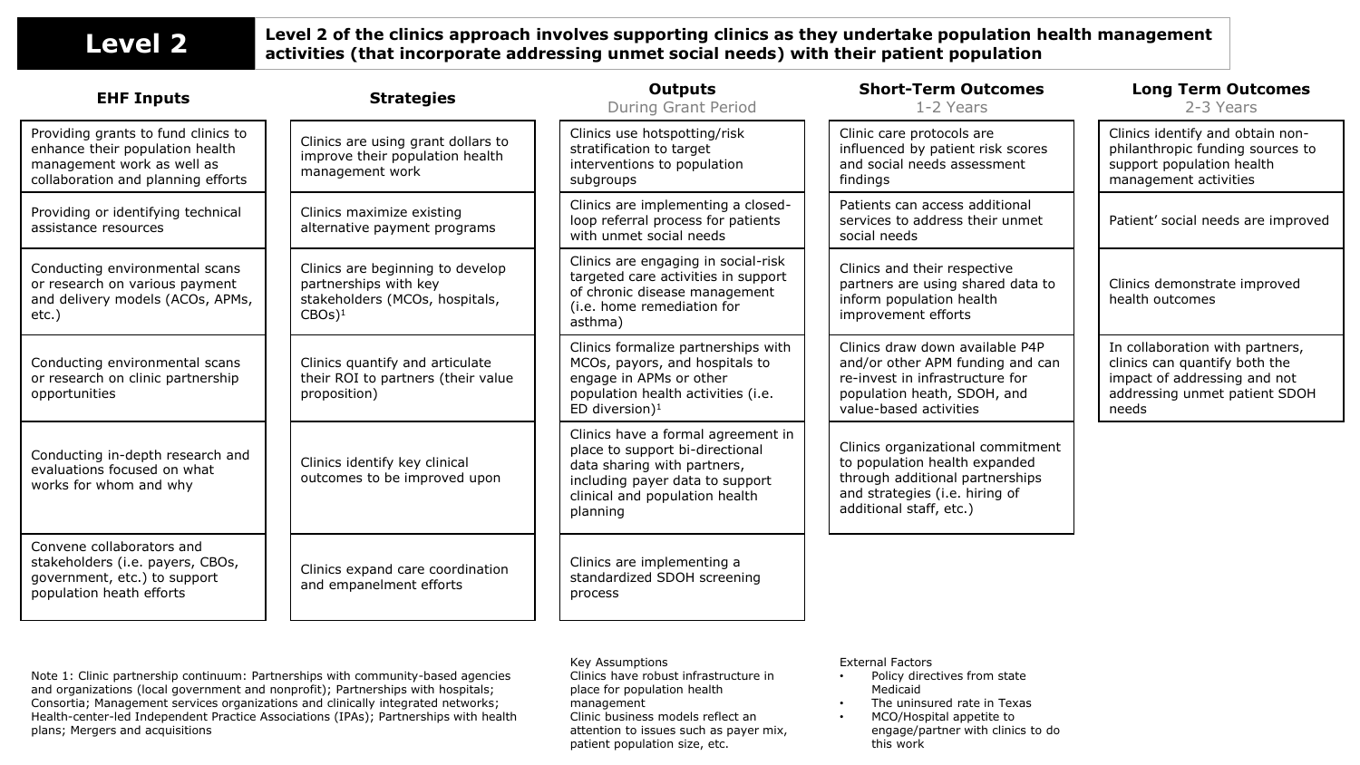# Level 2

**Level 2 of the clinics approach involves supporting clinics as they undertake population health management activities (that incorporate addressing unmet social needs) with their patient population**

| EHF Inputs | Strategies | Outputs<br>During Grant Period | Short-Term Outcomes<br>1-2 Years | Long Term Outcomes<br>2-3 Years |
|---|---|---|---|---|
| Providing grants to fund clinics to enhance their population health management work as well as collaboration and planning efforts | Clinics are using grant dollars to improve their population health management work | Clinics use hotspotting/risk stratification to target interventions to population subgroups | Clinic care protocols are influenced by patient risk scores and social needs assessment findings | Clinics identify and obtain non-philanthropic funding sources to support population health management activities |
| Providing or identifying technical assistance resources | Clinics maximize existing alternative payment programs | Clinics are implementing a closed-loop referral process for patients with unmet social needs | Patients can access additional services to address their unmet social needs | Patient' social needs are improved |
| Conducting environmental scans or research on various payment and delivery models (ACOs, APMs, etc.) | Clinics are beginning to develop partnerships with key stakeholders (MCOs, hospitals, CBOs)[1] | Clinics are engaging in social-risk targeted care activities in support of chronic disease management (i.e. home remediation for asthma) | Clinics and their respective partners are using shared data to inform population health improvement efforts | Clinics demonstrate improved health outcomes |
| Conducting environmental scans or research on clinic partnership opportunities | Clinics quantify and articulate their ROI to partners (their value proposition) | Clinics formalize partnerships with MCOs, payors, and hospitals to engage in APMs or other population health activities (i.e. ED diversion)[1] | Clinics draw down available P4P and/or other APM funding and can re-invest in infrastructure for population heath, SDOH, and value-based activities | In collaboration with partners, clinics can quantify both the impact of addressing and not addressing unmet patient SDOH needs |
| Conducting in-depth research and evaluations focused on what works for whom and why | Clinics identify key clinical outcomes to be improved upon | Clinics have a formal agreement in place to support bi-directional data sharing with partners, including payer data to support clinical and population health planning | Clinics organizational commitment to population health expanded through additional partnerships and strategies (i.e. hiring of additional staff, etc.) | |
| Convene collaborators and stakeholders (i.e. payers, CBOs, government, etc.) to support population heath efforts | Clinics expand care coordination and empanelment efforts | Clinics are implementing a standardized SDOH screening process | | |

Note 1: Clinic partnership continuum: Partnerships with community-based agencies and organizations (local government and nonprofit); Partnerships with hospitals; Consortia; Management services organizations and clinically integrated networks; Health-center-led Independent Practice Associations (IPAs); Partnerships with health plans; Mergers and acquisitions

Key Assumptions
Clinics have robust infrastructure in place for population health management
Clinic business models reflect an attention to issues such as payer mix, patient population size, etc.

External Factors
- Policy directives from state Medicaid
- The uninsured rate in Texas
- MCO/Hospital appetite to engage/partner with clinics to do this work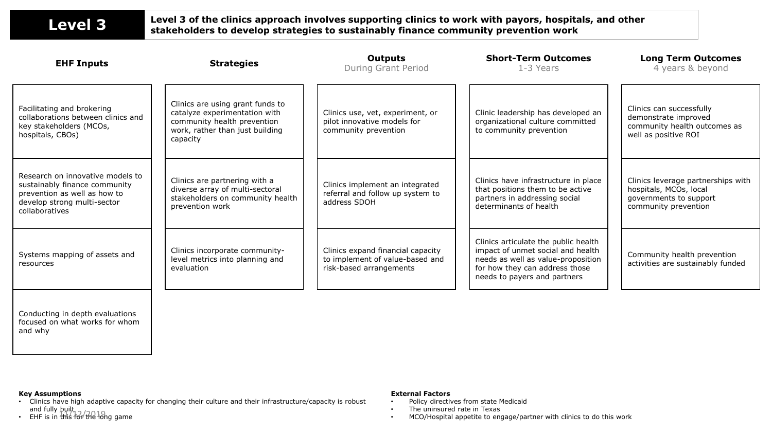# Level 3

**Level 3 of the clinics approach involves supporting clinics to work with payors, hospitals, and other stakeholders to develop strategies to sustainably finance community prevention work**

| EHF Inputs | Strategies | Outputs<br>During Grant Period | Short-Term Outcomes<br>1-3 Years | Long Term Outcomes<br>4 years & beyond |
|---|---|---|---|---|
| Facilitating and brokering collaborations between clinics and key stakeholders (MCOs, hospitals, CBOs) | Clinics are using grant funds to catalyze experimentation with community health prevention work, rather than just building capacity | Clinics use, vet, experiment, or pilot innovative models for community prevention | Clinic leadership has developed an organizational culture committed to community prevention | Clinics can successfully demonstrate improved community health outcomes as well as positive ROI |
| Research on innovative models to sustainably finance community prevention as well as how to develop strong multi-sector collaboratives | Clinics are partnering with a diverse array of multi-sectoral stakeholders on community health prevention work | Clinics implement an integrated referral and follow up system to address SDOH | Clinics have infrastructure in place that positions them to be active partners in addressing social determinants of health | Clinics leverage partnerships with hospitals, MCOs, local governments to support community prevention |
| Systems mapping of assets and resources | Clinics incorporate community-level metrics into planning and evaluation | Clinics expand financial capacity to implement of value-based and risk-based arrangements | Clinics articulate the public health impact of unmet social and health needs as well as value-proposition for how they can address those needs to payers and partners | Community health prevention activities are sustainably funded |
| Conducting in depth evaluations focused on what works for whom and why | | | | |

**Key Assumptions**

- Clinics have high adaptive capacity for changing their culture and their infrastructure/capacity is robust and fully built
- EHF is in this for the long game

**External Factors**

- Policy directives from state Medicaid
- The uninsured rate in Texas
- MCO/Hospital appetite to engage/partner with clinics to do this work